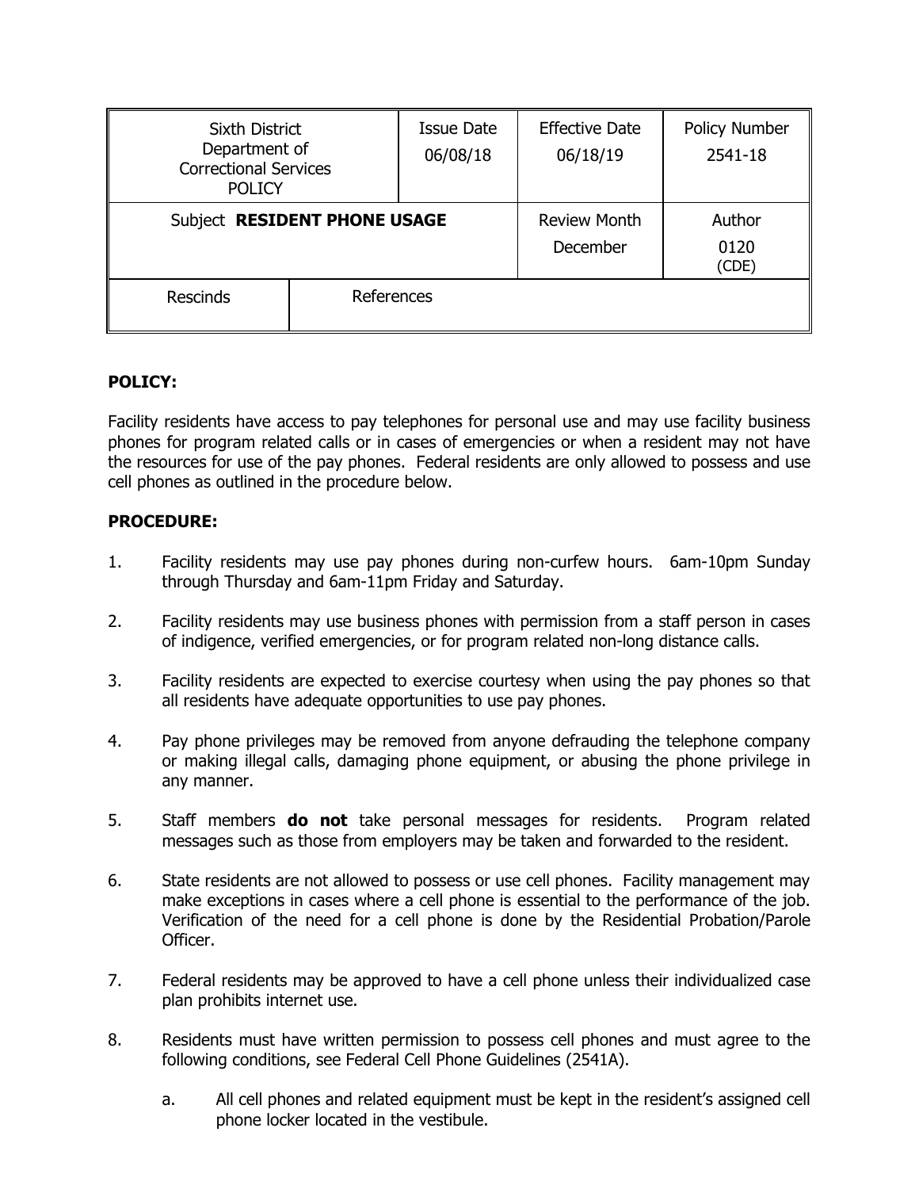| Sixth District Department of Correctional Services POLICY | | Issue Date 06/08/18 | Effective Date 06/18/19 | Policy Number 2541-18 |
|---|---|---|---|---|
| Subject **RESIDENT PHONE USAGE** | | | Review Month December | Author 0120 (CDE) |
| Rescinds | References | | | |

**POLICY:**

Facility residents have access to pay telephones for personal use and may use facility business phones for program related calls or in cases of emergencies or when a resident may not have the resources for use of the pay phones. Federal residents are only allowed to possess and use cell phones as outlined in the procedure below.

**PROCEDURE:**

1. Facility residents may use pay phones during non-curfew hours. 6am-10pm Sunday through Thursday and 6am-11pm Friday and Saturday.

2. Facility residents may use business phones with permission from a staff person in cases of indigence, verified emergencies, or for program related non-long distance calls.

3. Facility residents are expected to exercise courtesy when using the pay phones so that all residents have adequate opportunities to use pay phones.

4. Pay phone privileges may be removed from anyone defrauding the telephone company or making illegal calls, damaging phone equipment, or abusing the phone privilege in any manner.

5. Staff members **do not** take personal messages for residents. Program related messages such as those from employers may be taken and forwarded to the resident.

6. State residents are not allowed to possess or use cell phones. Facility management may make exceptions in cases where a cell phone is essential to the performance of the job. Verification of the need for a cell phone is done by the Residential Probation/Parole Officer.

7. Federal residents may be approved to have a cell phone unless their individualized case plan prohibits internet use.

8. Residents must have written permission to possess cell phones and must agree to the following conditions, see Federal Cell Phone Guidelines (2541A).

   a. All cell phones and related equipment must be kept in the resident's assigned cell phone locker located in the vestibule.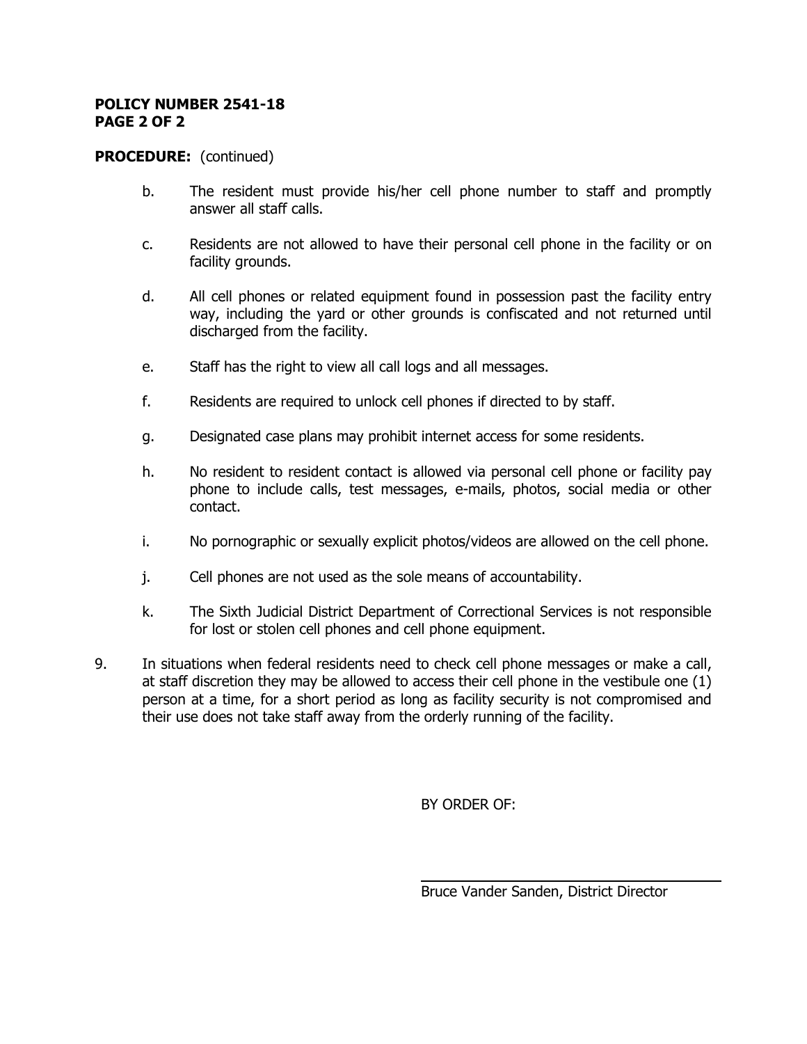**POLICY NUMBER 2541-18**
**PAGE 2 OF 2**

**PROCEDURE:** (continued)

b. The resident must provide his/her cell phone number to staff and promptly answer all staff calls.

c. Residents are not allowed to have their personal cell phone in the facility or on facility grounds.

d. All cell phones or related equipment found in possession past the facility entry way, including the yard or other grounds is confiscated and not returned until discharged from the facility.

e. Staff has the right to view all call logs and all messages.

f. Residents are required to unlock cell phones if directed to by staff.

g. Designated case plans may prohibit internet access for some residents.

h. No resident to resident contact is allowed via personal cell phone or facility pay phone to include calls, test messages, e-mails, photos, social media or other contact.

i. No pornographic or sexually explicit photos/videos are allowed on the cell phone.

j. Cell phones are not used as the sole means of accountability.

k. The Sixth Judicial District Department of Correctional Services is not responsible for lost or stolen cell phones and cell phone equipment.

9. In situations when federal residents need to check cell phone messages or make a call, at staff discretion they may be allowed to access their cell phone in the vestibule one (1) person at a time, for a short period as long as facility security is not compromised and their use does not take staff away from the orderly running of the facility.

BY ORDER OF:

Bruce Vander Sanden, District Director